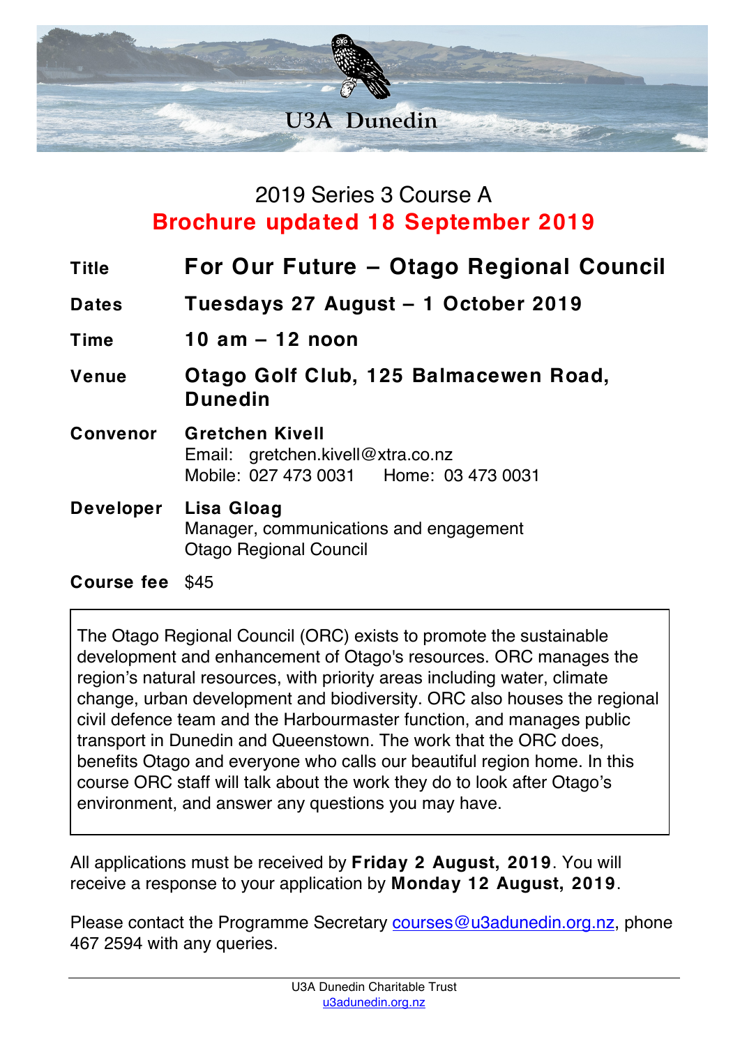# U3A Dunedin

## 2019 Series 3 Course A

**Brochure updated 18 September 2019**

| | |
|---|---|
| **Title** | **For Our Future – Otago Regional Council** |
| **Dates** | **Tuesdays 27 August – 1 October 2019** |
| **Time** | **10 am – 12 noon** |
| **Venue** | **Otago Golf Club, 125 Balmacewen Road, Dunedin** |
| **Convenor** | **Gretchen Kivell**<br>Email: gretchen.kivell@xtra.co.nz<br>Mobile: 027 473 0031 Home: 03 473 0031 |
| **Developer** | **Lisa Gloag**<br>Manager, communications and engagement<br>Otago Regional Council |
| **Course fee** | $45 |

The Otago Regional Council (ORC) exists to promote the sustainable development and enhancement of Otago's resources. ORC manages the region's natural resources, with priority areas including water, climate change, urban development and biodiversity. ORC also houses the regional civil defence team and the Harbourmaster function, and manages public transport in Dunedin and Queenstown. The work that the ORC does, benefits Otago and everyone who calls our beautiful region home. In this course ORC staff will talk about the work they do to look after Otago's environment, and answer any questions you may have.

All applications must be received by **Friday 2 August, 2019**. You will receive a response to your application by **Monday 12 August, 2019**.

Please contact the Programme Secretary courses@u3adunedin.org.nz, phone 467 2594 with any queries.

U3A Dunedin Charitable Trust
u3adunedin.org.nz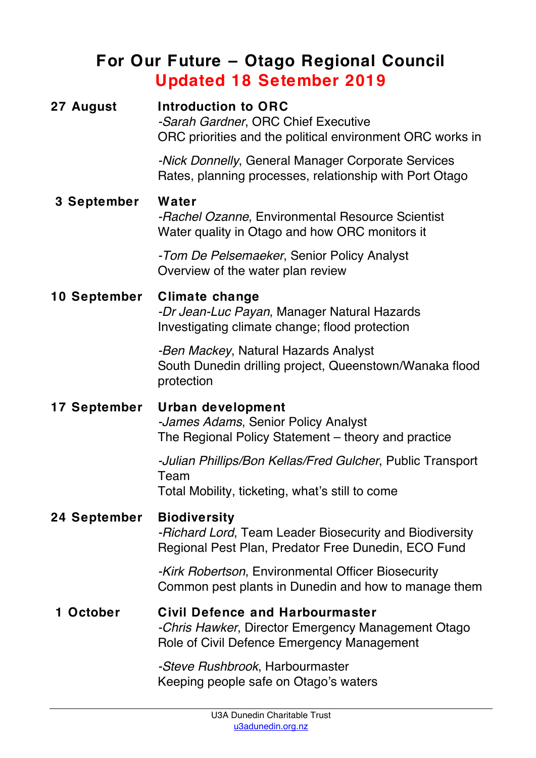# For Our Future – Otago Regional Council

## Updated 18 Setember 2019

**27 August** — **Introduction to ORC**

-*Sarah Gardner*, ORC Chief Executive
ORC priorities and the political environment ORC works in

-*Nick Donnelly*, General Manager Corporate Services
Rates, planning processes, relationship with Port Otago

**3 September** — **Water**

-*Rachel Ozanne*, Environmental Resource Scientist
Water quality in Otago and how ORC monitors it

-*Tom De Pelsemaeker*, Senior Policy Analyst
Overview of the water plan review

**10 September** — **Climate change**

-*Dr Jean-Luc Payan*, Manager Natural Hazards
Investigating climate change; flood protection

-*Ben Mackey*, Natural Hazards Analyst
South Dunedin drilling project, Queenstown/Wanaka flood protection

**17 September** — **Urban development**

-*James Adams*, Senior Policy Analyst
The Regional Policy Statement – theory and practice

-*Julian Phillips/Bon Kellas/Fred Gulcher*, Public Transport Team
Total Mobility, ticketing, what's still to come

**24 September** — **Biodiversity**

-*Richard Lord*, Team Leader Biosecurity and Biodiversity
Regional Pest Plan, Predator Free Dunedin, ECO Fund

-*Kirk Robertson*, Environmental Officer Biosecurity
Common pest plants in Dunedin and how to manage them

**1 October** — **Civil Defence and Harbourmaster**

-*Chris Hawker*, Director Emergency Management Otago
Role of Civil Defence Emergency Management

-*Steve Rushbrook*, Harbourmaster
Keeping people safe on Otago's waters

---

U3A Dunedin Charitable Trust
u3adunedin.org.nz